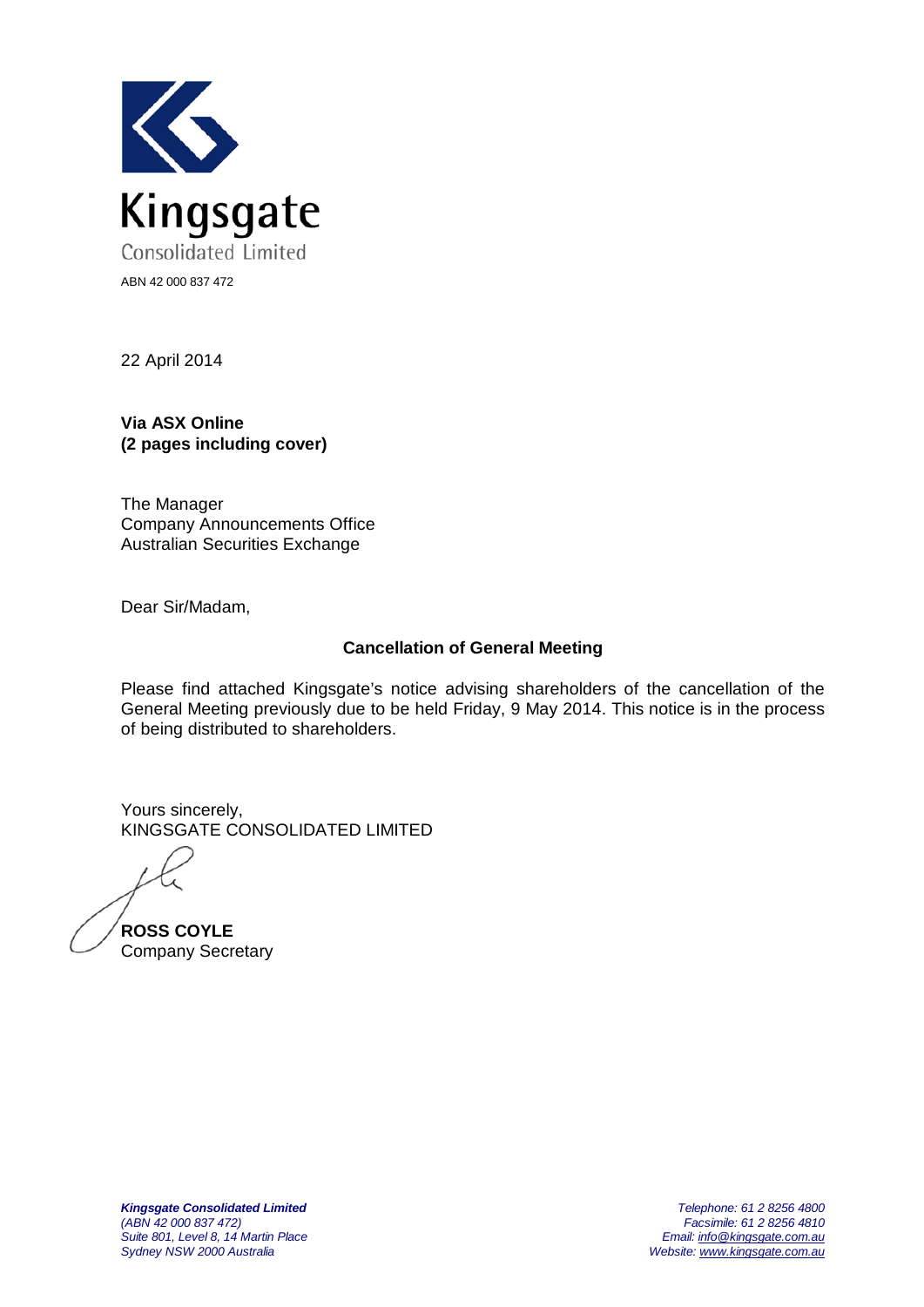Kingsgate

Consolidated Limited

ABN 42 000 837 472

22 April 2014

**Via ASX Online**
**(2 pages including cover)**

The Manager
Company Announcements Office
Australian Securities Exchange

Dear Sir/Madam,

**Cancellation of General Meeting**

Please find attached Kingsgate's notice advising shareholders of the cancellation of the General Meeting previously due to be held Friday, 9 May 2014. This notice is in the process of being distributed to shareholders.

Yours sincerely,
KINGSGATE CONSOLIDATED LIMITED

**ROSS COYLE**
Company Secretary

***Kingsgate Consolidated Limited***
*(ABN 42 000 837 472)*
*Suite 801, Level 8, 14 Martin Place*
*Sydney NSW 2000 Australia*

*Telephone: 61 2 8256 4800*
*Facsimile: 61 2 8256 4810*
*Email: info@kingsgate.com.au*
*Website: www.kingsgate.com.au*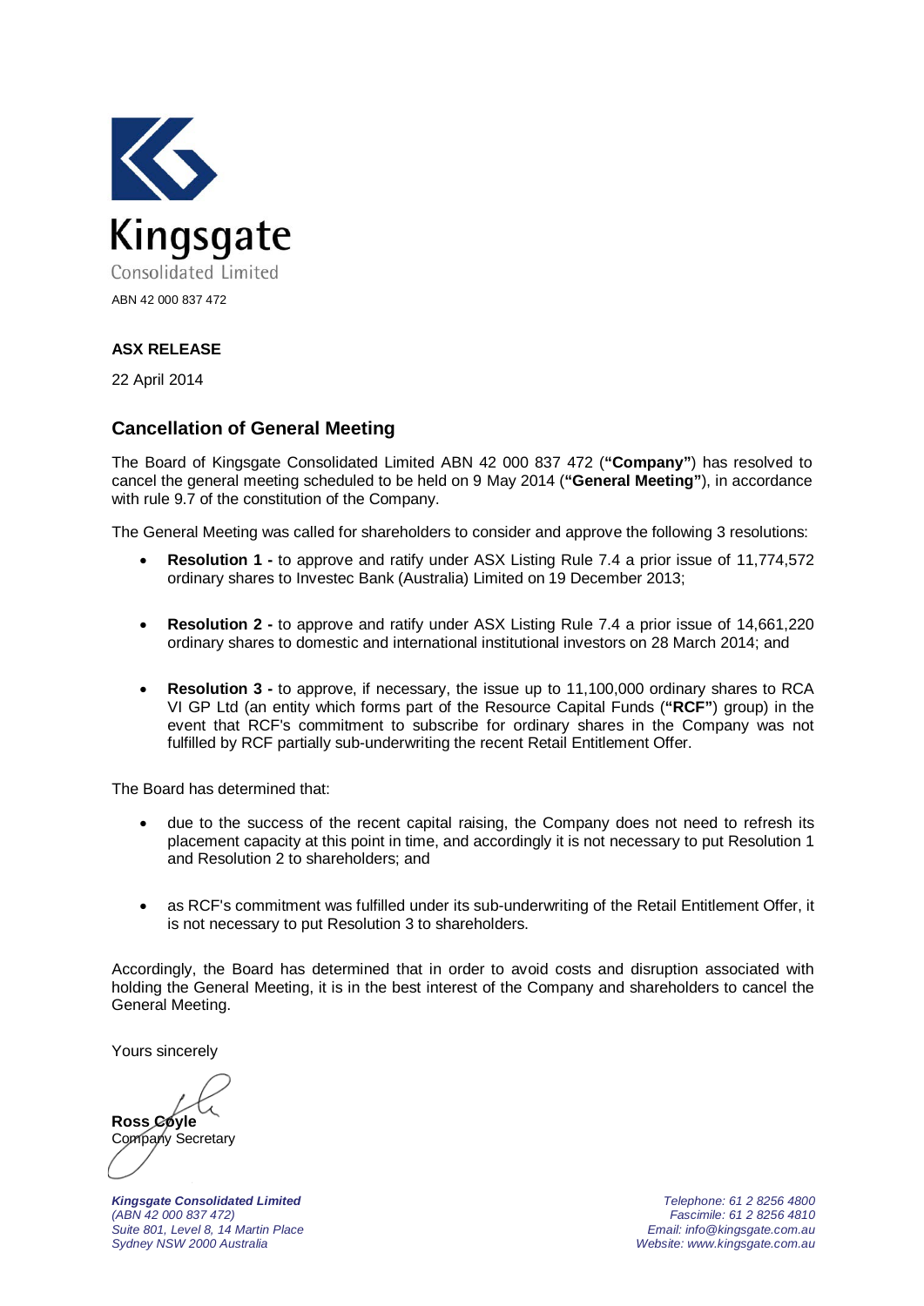Kingsgate

Consolidated Limited

ABN 42 000 837 472

**ASX RELEASE**

22 April 2014

## Cancellation of General Meeting

The Board of Kingsgate Consolidated Limited ABN 42 000 837 472 (**"Company"**) has resolved to cancel the general meeting scheduled to be held on 9 May 2014 (**"General Meeting"**), in accordance with rule 9.7 of the constitution of the Company.

The General Meeting was called for shareholders to consider and approve the following 3 resolutions:

- **Resolution 1 -** to approve and ratify under ASX Listing Rule 7.4 a prior issue of 11,774,572 ordinary shares to Investec Bank (Australia) Limited on 19 December 2013;
- **Resolution 2 -** to approve and ratify under ASX Listing Rule 7.4 a prior issue of 14,661,220 ordinary shares to domestic and international institutional investors on 28 March 2014; and
- **Resolution 3 -** to approve, if necessary, the issue up to 11,100,000 ordinary shares to RCA VI GP Ltd (an entity which forms part of the Resource Capital Funds (**"RCF"**) group) in the event that RCF's commitment to subscribe for ordinary shares in the Company was not fulfilled by RCF partially sub-underwriting the recent Retail Entitlement Offer.

The Board has determined that:

- due to the success of the recent capital raising, the Company does not need to refresh its placement capacity at this point in time, and accordingly it is not necessary to put Resolution 1 and Resolution 2 to shareholders; and
- as RCF's commitment was fulfilled under its sub-underwriting of the Retail Entitlement Offer, it is not necessary to put Resolution 3 to shareholders.

Accordingly, the Board has determined that in order to avoid costs and disruption associated with holding the General Meeting, it is in the best interest of the Company and shareholders to cancel the General Meeting.

Yours sincerely

**Ross Coyle**
Company Secretary

***Kingsgate Consolidated Limited***
*(ABN 42 000 837 472)*
*Suite 801, Level 8, 14 Martin Place*
*Sydney NSW 2000 Australia*

*Telephone: 61 2 8256 4800*
*Fascimile: 61 2 8256 4810*
*Email: info@kingsgate.com.au*
*Website: www.kingsgate.com.au*